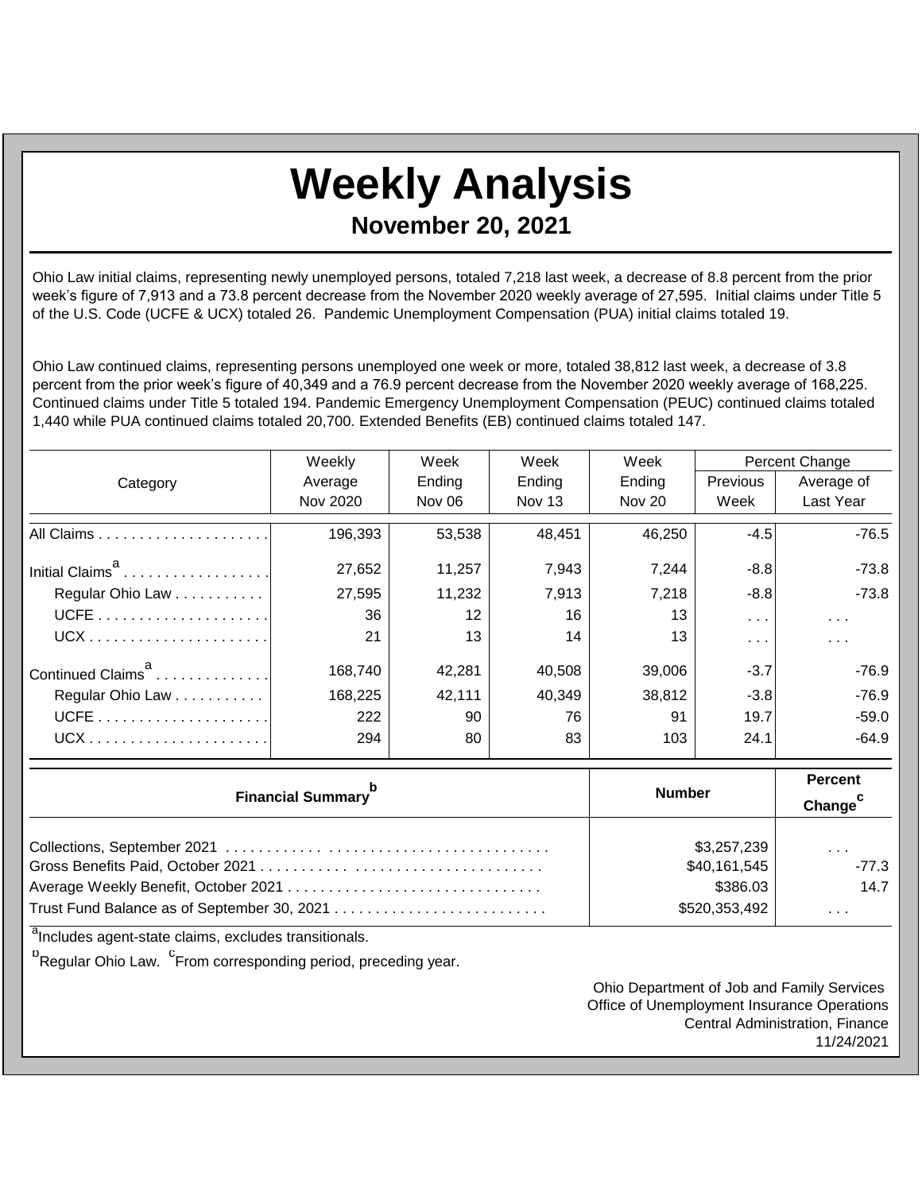# Weekly Analysis

## November 20, 2021

Ohio Law initial claims, representing newly unemployed persons, totaled 7,218 last week, a decrease of 8.8 percent from the prior week's figure of 7,913 and a 73.8 percent decrease from the November 2020 weekly average of 27,595. Initial claims under Title 5 of the U.S. Code (UCFE & UCX) totaled 26. Pandemic Unemployment Compensation (PUA) initial claims totaled 19.

Ohio Law continued claims, representing persons unemployed one week or more, totaled 38,812 last week, a decrease of 3.8 percent from the prior week's figure of 40,349 and a 76.9 percent decrease from the November 2020 weekly average of 168,225. Continued claims under Title 5 totaled 194. Pandemic Emergency Unemployment Compensation (PEUC) continued claims totaled 1,440 while PUA continued claims totaled 20,700. Extended Benefits (EB) continued claims totaled 147.

| Category | Weekly Average Nov 2020 | Week Ending Nov 06 | Week Ending Nov 13 | Week Ending Nov 20 | Percent Change Previous Week | Percent Change Average of Last Year |
|---|---|---|---|---|---|---|
| All Claims | 196,393 | 53,538 | 48,451 | 46,250 | -4.5 | -76.5 |
| Initial Claims[a] | 27,652 | 11,257 | 7,943 | 7,244 | -8.8 | -73.8 |
| Regular Ohio Law | 27,595 | 11,232 | 7,913 | 7,218 | -8.8 | -73.8 |
| UCFE | 36 | 12 | 16 | 13 | . . . | . . . |
| UCX | 21 | 13 | 14 | 13 | . . . | . . . |
| Continued Claims[a] | 168,740 | 42,281 | 40,508 | 39,006 | -3.7 | -76.9 |
| Regular Ohio Law | 168,225 | 42,111 | 40,349 | 38,812 | -3.8 | -76.9 |
| UCFE | 222 | 90 | 76 | 91 | 19.7 | -59.0 |
| UCX | 294 | 80 | 83 | 103 | 24.1 | -64.9 |

| Financial Summary[b] | Number | Percent Change[c] |
|---|---|---|
| Collections, September 2021 | $3,257,239 | . . . |
| Gross Benefits Paid, October 2021 | $40,161,545 | -77.3 |
| Average Weekly Benefit, October 2021 | $386.03 | 14.7 |
| Trust Fund Balance as of September 30, 2021 | $520,353,492 | . . . |

[a]Includes agent-state claims, excludes transitionals.

[b]Regular Ohio Law. [c]From corresponding period, preceding year.

Ohio Department of Job and Family Services
Office of Unemployment Insurance Operations
Central Administration, Finance
11/24/2021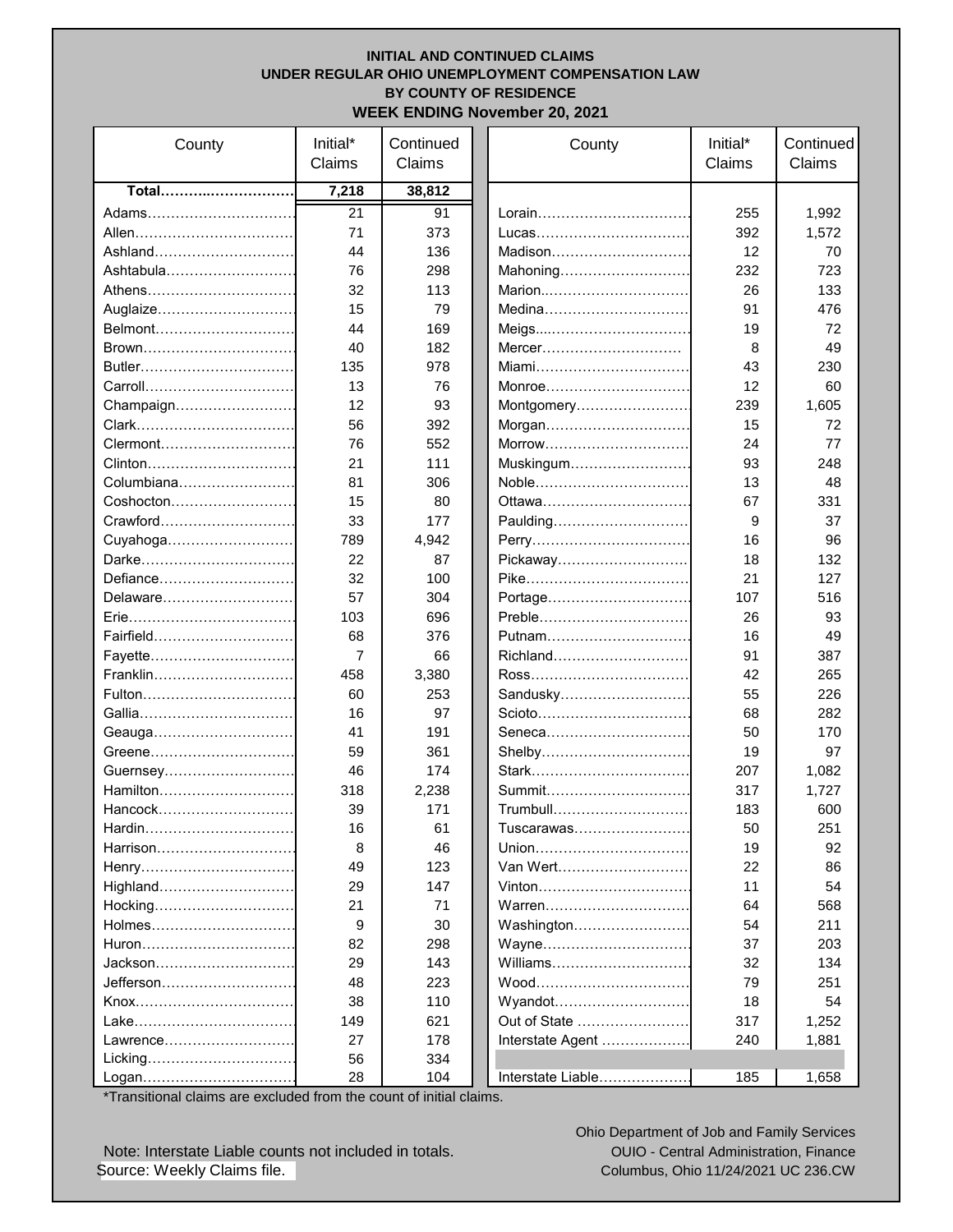**INITIAL AND CONTINUED CLAIMS**
**UNDER REGULAR OHIO UNEMPLOYMENT COMPENSATION LAW**
**BY COUNTY OF RESIDENCE**
**WEEK ENDING November 20, 2021**

| County | Initial* Claims | Continued Claims | County | Initial* Claims | Continued Claims |
|---|---|---|---|---|---|
| **Total** | **7,218** | **38,812** | | | |
| Adams | 21 | 91 | Lorain | 255 | 1,992 |
| Allen | 71 | 373 | Lucas | 392 | 1,572 |
| Ashland | 44 | 136 | Madison | 12 | 70 |
| Ashtabula | 76 | 298 | Mahoning | 232 | 723 |
| Athens | 32 | 113 | Marion | 26 | 133 |
| Auglaize | 15 | 79 | Medina | 91 | 476 |
| Belmont | 44 | 169 | Meigs | 19 | 72 |
| Brown | 40 | 182 | Mercer | 8 | 49 |
| Butler | 135 | 978 | Miami | 43 | 230 |
| Carroll | 13 | 76 | Monroe | 12 | 60 |
| Champaign | 12 | 93 | Montgomery | 239 | 1,605 |
| Clark | 56 | 392 | Morgan | 15 | 72 |
| Clermont | 76 | 552 | Morrow | 24 | 77 |
| Clinton | 21 | 111 | Muskingum | 93 | 248 |
| Columbiana | 81 | 306 | Noble | 13 | 48 |
| Coshocton | 15 | 80 | Ottawa | 67 | 331 |
| Crawford | 33 | 177 | Paulding | 9 | 37 |
| Cuyahoga | 789 | 4,942 | Perry | 16 | 96 |
| Darke | 22 | 87 | Pickaway | 18 | 132 |
| Defiance | 32 | 100 | Pike | 21 | 127 |
| Delaware | 57 | 304 | Portage | 107 | 516 |
| Erie | 103 | 696 | Preble | 26 | 93 |
| Fairfield | 68 | 376 | Putnam | 16 | 49 |
| Fayette | 7 | 66 | Richland | 91 | 387 |
| Franklin | 458 | 3,380 | Ross | 42 | 265 |
| Fulton | 60 | 253 | Sandusky | 55 | 226 |
| Gallia | 16 | 97 | Scioto | 68 | 282 |
| Geauga | 41 | 191 | Seneca | 50 | 170 |
| Greene | 59 | 361 | Shelby | 19 | 97 |
| Guernsey | 46 | 174 | Stark | 207 | 1,082 |
| Hamilton | 318 | 2,238 | Summit | 317 | 1,727 |
| Hancock | 39 | 171 | Trumbull | 183 | 600 |
| Hardin | 16 | 61 | Tuscarawas | 50 | 251 |
| Harrison | 8 | 46 | Union | 19 | 92 |
| Henry | 49 | 123 | Van Wert | 22 | 86 |
| Highland | 29 | 147 | Vinton | 11 | 54 |
| Hocking | 21 | 71 | Warren | 64 | 568 |
| Holmes | 9 | 30 | Washington | 54 | 211 |
| Huron | 82 | 298 | Wayne | 37 | 203 |
| Jackson | 29 | 143 | Williams | 32 | 134 |
| Jefferson | 48 | 223 | Wood | 79 | 251 |
| Knox | 38 | 110 | Wyandot | 18 | 54 |
| Lake | 149 | 621 | Out of State | 317 | 1,252 |
| Lawrence | 27 | 178 | Interstate Agent | 240 | 1,881 |
| Licking | 56 | 334 | | | |
| Logan | 28 | 104 | Interstate Liable | 185 | 1,658 |

*Transitional claims are excluded from the count of initial claims.

Note: Interstate Liable counts not included in totals.
Source: Weekly Claims file.

Ohio Department of Job and Family Services
OUIO - Central Administration, Finance
Columbus, Ohio 11/24/2021 UC 236.CW